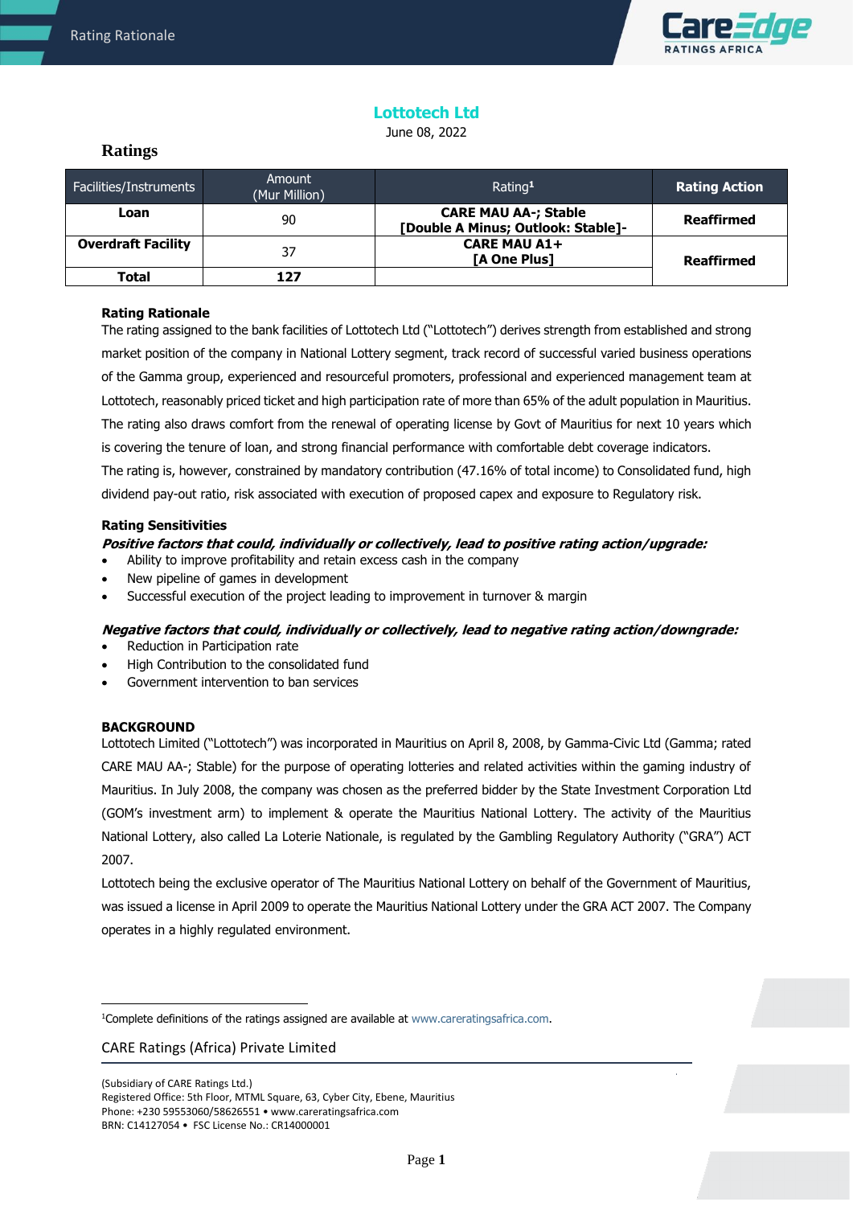# Lottotech Ltd

June 08, 2022

## Ratings

| Facilities/Instruments | Amount (Mur Million) | Rating[1] | Rating Action |
|---|---|---|---|
| **Loan** | 90 | **CARE MAU AA-; Stable [Double A Minus; Outlook: Stable]-** | **Reaffirmed** |
| **Overdraft Facility** | 37 | **CARE MAU A1+ [A One Plus]** | **Reaffirmed** |
| **Total** | **127** | | |

**Rating Rationale**

The rating assigned to the bank facilities of Lottotech Ltd ("Lottotech") derives strength from established and strong market position of the company in National Lottery segment, track record of successful varied business operations of the Gamma group, experienced and resourceful promoters, professional and experienced management team at Lottotech, reasonably priced ticket and high participation rate of more than 65% of the adult population in Mauritius. The rating also draws comfort from the renewal of operating license by Govt of Mauritius for next 10 years which is covering the tenure of loan, and strong financial performance with comfortable debt coverage indicators.

The rating is, however, constrained by mandatory contribution (47.16% of total income) to Consolidated fund, high dividend pay-out ratio, risk associated with execution of proposed capex and exposure to Regulatory risk.

**Rating Sensitivities**

***Positive factors that could, individually or collectively, lead to positive rating action/upgrade:***

- Ability to improve profitability and retain excess cash in the company
- New pipeline of games in development
- Successful execution of the project leading to improvement in turnover & margin

***Negative factors that could, individually or collectively, lead to negative rating action/downgrade:***

- Reduction in Participation rate
- High Contribution to the consolidated fund
- Government intervention to ban services

**BACKGROUND**

Lottotech Limited ("Lottotech") was incorporated in Mauritius on April 8, 2008, by Gamma-Civic Ltd (Gamma; rated CARE MAU AA-; Stable) for the purpose of operating lotteries and related activities within the gaming industry of Mauritius. In July 2008, the company was chosen as the preferred bidder by the State Investment Corporation Ltd (GOM's investment arm) to implement & operate the Mauritius National Lottery. The activity of the Mauritius National Lottery, also called La Loterie Nationale, is regulated by the Gambling Regulatory Authority ("GRA") ACT 2007.

Lottotech being the exclusive operator of The Mauritius National Lottery on behalf of the Government of Mauritius, was issued a license in April 2009 to operate the Mauritius National Lottery under the GRA ACT 2007. The Company operates in a highly regulated environment.

[1]Complete definitions of the ratings assigned are available at www.careratingsafrica.com.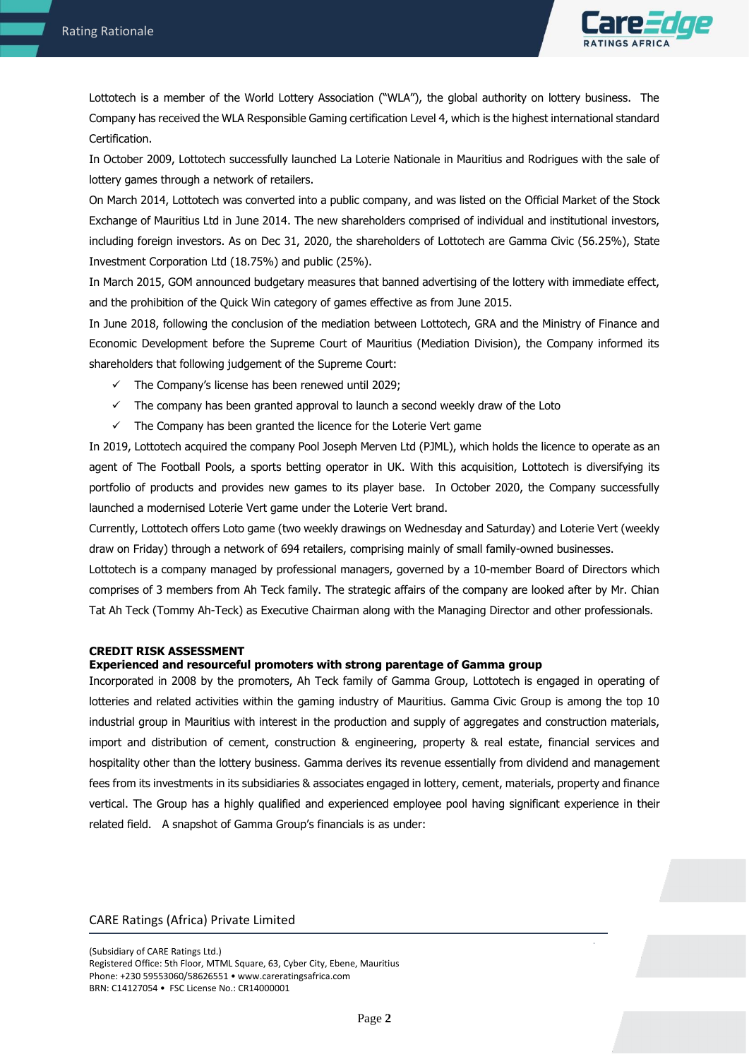Lottotech is a member of the World Lottery Association ("WLA"), the global authority on lottery business. The Company has received the WLA Responsible Gaming certification Level 4, which is the highest international standard Certification.

In October 2009, Lottotech successfully launched La Loterie Nationale in Mauritius and Rodrigues with the sale of lottery games through a network of retailers.

On March 2014, Lottotech was converted into a public company, and was listed on the Official Market of the Stock Exchange of Mauritius Ltd in June 2014. The new shareholders comprised of individual and institutional investors, including foreign investors. As on Dec 31, 2020, the shareholders of Lottotech are Gamma Civic (56.25%), State Investment Corporation Ltd (18.75%) and public (25%).

In March 2015, GOM announced budgetary measures that banned advertising of the lottery with immediate effect, and the prohibition of the Quick Win category of games effective as from June 2015.

In June 2018, following the conclusion of the mediation between Lottotech, GRA and the Ministry of Finance and Economic Development before the Supreme Court of Mauritius (Mediation Division), the Company informed its shareholders that following judgement of the Supreme Court:

- ✓ The Company's license has been renewed until 2029;
- ✓ The company has been granted approval to launch a second weekly draw of the Loto
- ✓ The Company has been granted the licence for the Loterie Vert game

In 2019, Lottotech acquired the company Pool Joseph Merven Ltd (PJML), which holds the licence to operate as an agent of The Football Pools, a sports betting operator in UK. With this acquisition, Lottotech is diversifying its portfolio of products and provides new games to its player base. In October 2020, the Company successfully launched a modernised Loterie Vert game under the Loterie Vert brand.

Currently, Lottotech offers Loto game (two weekly drawings on Wednesday and Saturday) and Loterie Vert (weekly draw on Friday) through a network of 694 retailers, comprising mainly of small family-owned businesses.

Lottotech is a company managed by professional managers, governed by a 10-member Board of Directors which comprises of 3 members from Ah Teck family. The strategic affairs of the company are looked after by Mr. Chian Tat Ah Teck (Tommy Ah-Teck) as Executive Chairman along with the Managing Director and other professionals.

## CREDIT RISK ASSESSMENT

### Experienced and resourceful promoters with strong parentage of Gamma group

Incorporated in 2008 by the promoters, Ah Teck family of Gamma Group, Lottotech is engaged in operating of lotteries and related activities within the gaming industry of Mauritius. Gamma Civic Group is among the top 10 industrial group in Mauritius with interest in the production and supply of aggregates and construction materials, import and distribution of cement, construction & engineering, property & real estate, financial services and hospitality other than the lottery business. Gamma derives its revenue essentially from dividend and management fees from its investments in its subsidiaries & associates engaged in lottery, cement, materials, property and finance vertical. The Group has a highly qualified and experienced employee pool having significant experience in their related field. A snapshot of Gamma Group's financials is as under: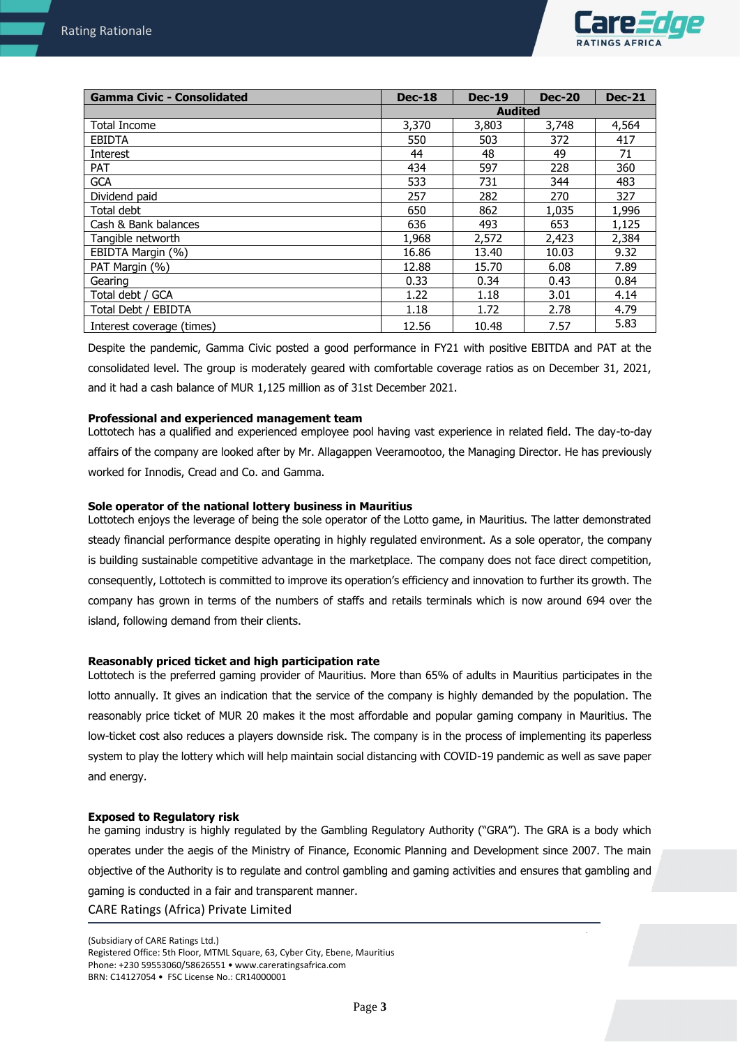| Gamma Civic - Consolidated | Dec-18 | Dec-19 | Dec-20 | Dec-21 |
|---|---|---|---|---|
| | Audited | | | |
| Total Income | 3,370 | 3,803 | 3,748 | 4,564 |
| EBIDTA | 550 | 503 | 372 | 417 |
| Interest | 44 | 48 | 49 | 71 |
| PAT | 434 | 597 | 228 | 360 |
| GCA | 533 | 731 | 344 | 483 |
| Dividend paid | 257 | 282 | 270 | 327 |
| Total debt | 650 | 862 | 1,035 | 1,996 |
| Cash & Bank balances | 636 | 493 | 653 | 1,125 |
| Tangible networth | 1,968 | 2,572 | 2,423 | 2,384 |
| EBIDTA Margin (%) | 16.86 | 13.40 | 10.03 | 9.32 |
| PAT Margin (%) | 12.88 | 15.70 | 6.08 | 7.89 |
| Gearing | 0.33 | 0.34 | 0.43 | 0.84 |
| Total debt / GCA | 1.22 | 1.18 | 3.01 | 4.14 |
| Total Debt / EBITDA | 1.18 | 1.72 | 2.78 | 4.79 |
| Interest coverage (times) | 12.56 | 10.48 | 7.57 | 5.83 |

Despite the pandemic, Gamma Civic posted a good performance in FY21 with positive EBITDA and PAT at the consolidated level. The group is moderately geared with comfortable coverage ratios as on December 31, 2021, and it had a cash balance of MUR 1,125 million as of 31st December 2021.

**Professional and experienced management team**

Lottotech has a qualified and experienced employee pool having vast experience in related field. The day-to-day affairs of the company are looked after by Mr. Allagappen Veeramootoo, the Managing Director. He has previously worked for Innodis, Cread and Co. and Gamma.

**Sole operator of the national lottery business in Mauritius**

Lottotech enjoys the leverage of being the sole operator of the Lotto game, in Mauritius. The latter demonstrated steady financial performance despite operating in highly regulated environment. As a sole operator, the company is building sustainable competitive advantage in the marketplace. The company does not face direct competition, consequently, Lottotech is committed to improve its operation's efficiency and innovation to further its growth. The company has grown in terms of the numbers of staffs and retails terminals which is now around 694 over the island, following demand from their clients.

**Reasonably priced ticket and high participation rate**

Lottotech is the preferred gaming provider of Mauritius. More than 65% of adults in Mauritius participates in the lotto annually. It gives an indication that the service of the company is highly demanded by the population. The reasonably price ticket of MUR 20 makes it the most affordable and popular gaming company in Mauritius. The low-ticket cost also reduces a players downside risk. The company is in the process of implementing its paperless system to play the lottery which will help maintain social distancing with COVID-19 pandemic as well as save paper and energy.

**Exposed to Regulatory risk**

he gaming industry is highly regulated by the Gambling Regulatory Authority ("GRA"). The GRA is a body which operates under the aegis of the Ministry of Finance, Economic Planning and Development since 2007. The main objective of the Authority is to regulate and control gambling and gaming activities and ensures that gambling and gaming is conducted in a fair and transparent manner.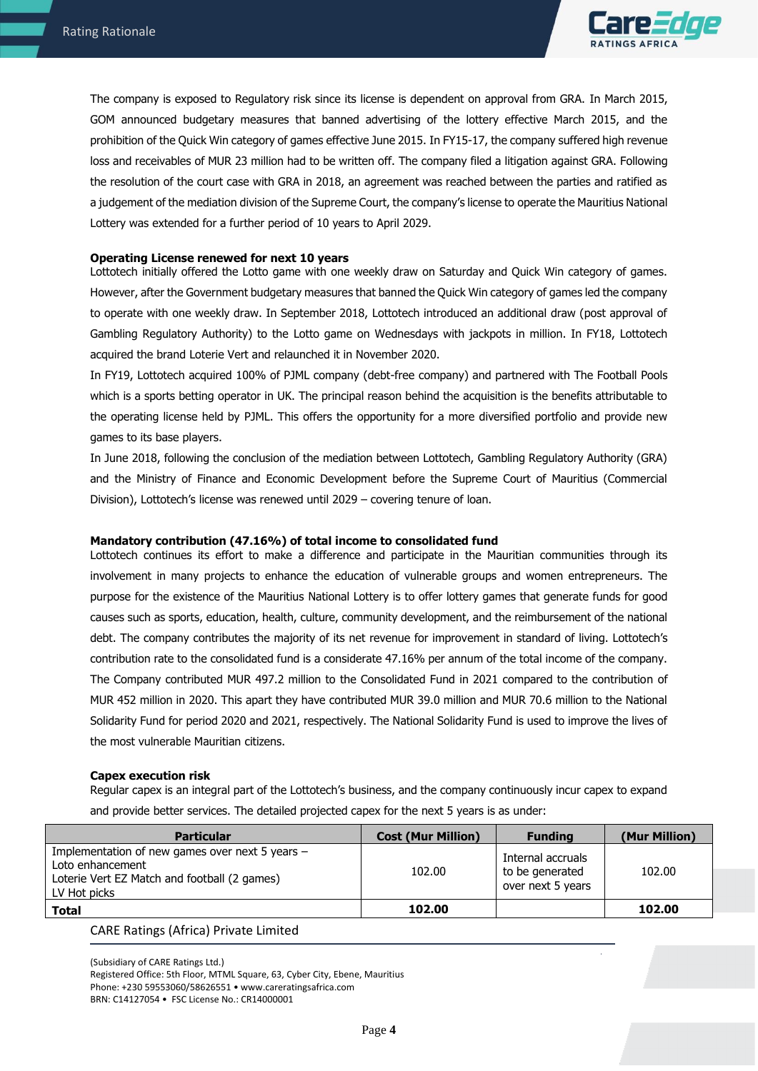The company is exposed to Regulatory risk since its license is dependent on approval from GRA. In March 2015, GOM announced budgetary measures that banned advertising of the lottery effective March 2015, and the prohibition of the Quick Win category of games effective June 2015. In FY15-17, the company suffered high revenue loss and receivables of MUR 23 million had to be written off. The company filed a litigation against GRA. Following the resolution of the court case with GRA in 2018, an agreement was reached between the parties and ratified as a judgement of the mediation division of the Supreme Court, the company's license to operate the Mauritius National Lottery was extended for a further period of 10 years to April 2029.

**Operating License renewed for next 10 years**

Lottotech initially offered the Lotto game with one weekly draw on Saturday and Quick Win category of games. However, after the Government budgetary measures that banned the Quick Win category of games led the company to operate with one weekly draw. In September 2018, Lottotech introduced an additional draw (post approval of Gambling Regulatory Authority) to the Lotto game on Wednesdays with jackpots in million. In FY18, Lottotech acquired the brand Loterie Vert and relaunched it in November 2020.

In FY19, Lottotech acquired 100% of PJML company (debt-free company) and partnered with The Football Pools which is a sports betting operator in UK. The principal reason behind the acquisition is the benefits attributable to the operating license held by PJML. This offers the opportunity for a more diversified portfolio and provide new games to its base players.

In June 2018, following the conclusion of the mediation between Lottotech, Gambling Regulatory Authority (GRA) and the Ministry of Finance and Economic Development before the Supreme Court of Mauritius (Commercial Division), Lottotech's license was renewed until 2029 – covering tenure of loan.

**Mandatory contribution (47.16%) of total income to consolidated fund**

Lottotech continues its effort to make a difference and participate in the Mauritian communities through its involvement in many projects to enhance the education of vulnerable groups and women entrepreneurs. The purpose for the existence of the Mauritius National Lottery is to offer lottery games that generate funds for good causes such as sports, education, health, culture, community development, and the reimbursement of the national debt. The company contributes the majority of its net revenue for improvement in standard of living. Lottotech's contribution rate to the consolidated fund is a considerate 47.16% per annum of the total income of the company. The Company contributed MUR 497.2 million to the Consolidated Fund in 2021 compared to the contribution of MUR 452 million in 2020. This apart they have contributed MUR 39.0 million and MUR 70.6 million to the National Solidarity Fund for period 2020 and 2021, respectively. The National Solidarity Fund is used to improve the lives of the most vulnerable Mauritian citizens.

**Capex execution risk**

Regular capex is an integral part of the Lottotech's business, and the company continuously incur capex to expand and provide better services. The detailed projected capex for the next 5 years is as under:

| Particular | Cost (Mur Million) | Funding | (Mur Million) |
|---|---|---|---|
| Implementation of new games over next 5 years – Loto enhancement<br>Loterie Vert EZ Match and football (2 games)<br>LV Hot picks | 102.00 | Internal accruals to be generated over next 5 years | 102.00 |
| **Total** | **102.00** | | **102.00** |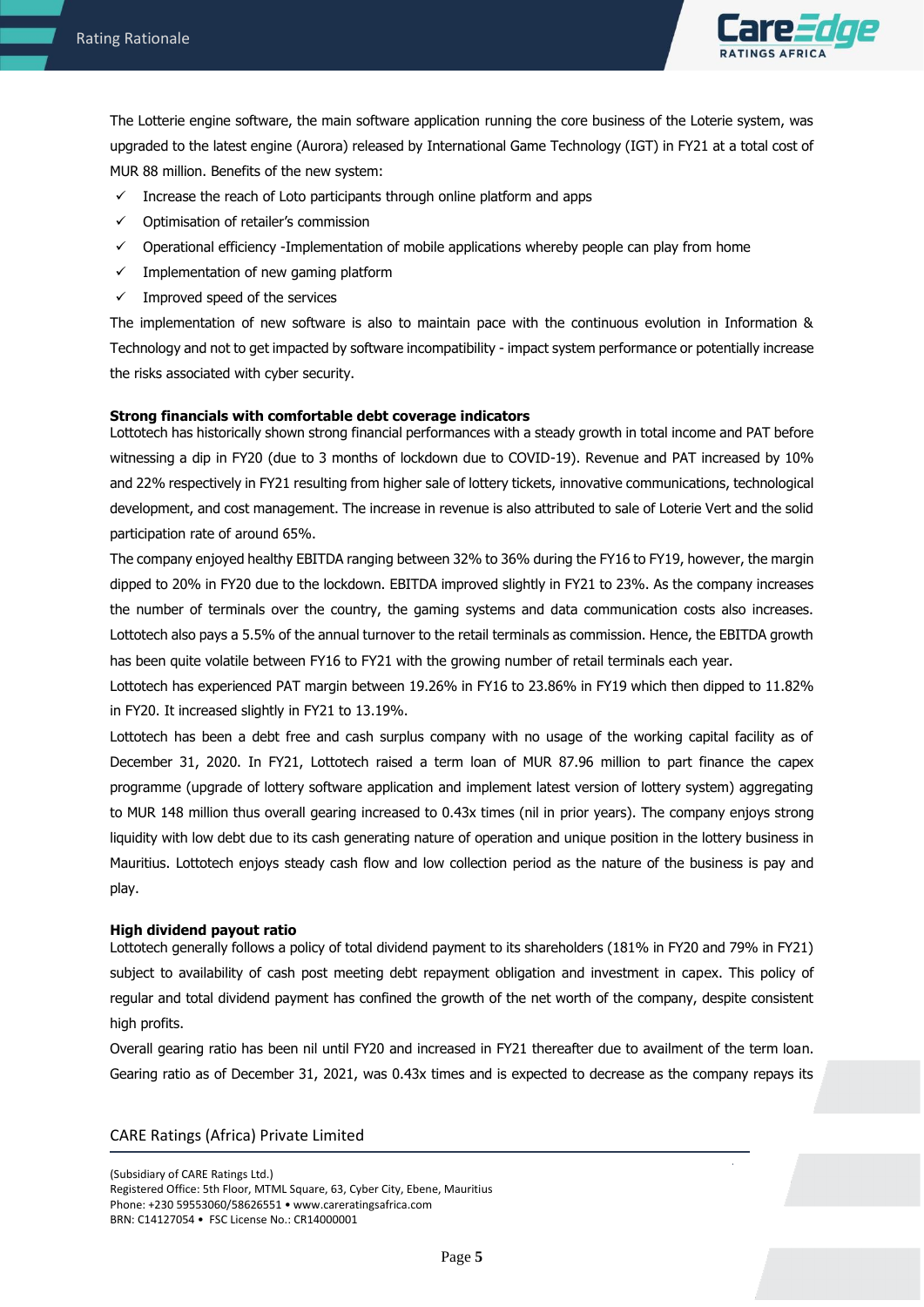The Lotterie engine software, the main software application running the core business of the Loterie system, was upgraded to the latest engine (Aurora) released by International Game Technology (IGT) in FY21 at a total cost of MUR 88 million. Benefits of the new system:

- ✓ Increase the reach of Loto participants through online platform and apps
- ✓ Optimisation of retailer's commission
- ✓ Operational efficiency -Implementation of mobile applications whereby people can play from home
- ✓ Implementation of new gaming platform
- ✓ Improved speed of the services

The implementation of new software is also to maintain pace with the continuous evolution in Information & Technology and not to get impacted by software incompatibility - impact system performance or potentially increase the risks associated with cyber security.

**Strong financials with comfortable debt coverage indicators**

Lottotech has historically shown strong financial performances with a steady growth in total income and PAT before witnessing a dip in FY20 (due to 3 months of lockdown due to COVID-19). Revenue and PAT increased by 10% and 22% respectively in FY21 resulting from higher sale of lottery tickets, innovative communications, technological development, and cost management. The increase in revenue is also attributed to sale of Loterie Vert and the solid participation rate of around 65%.

The company enjoyed healthy EBITDA ranging between 32% to 36% during the FY16 to FY19, however, the margin dipped to 20% in FY20 due to the lockdown. EBITDA improved slightly in FY21 to 23%. As the company increases the number of terminals over the country, the gaming systems and data communication costs also increases. Lottotech also pays a 5.5% of the annual turnover to the retail terminals as commission. Hence, the EBITDA growth has been quite volatile between FY16 to FY21 with the growing number of retail terminals each year.

Lottotech has experienced PAT margin between 19.26% in FY16 to 23.86% in FY19 which then dipped to 11.82% in FY20. It increased slightly in FY21 to 13.19%.

Lottotech has been a debt free and cash surplus company with no usage of the working capital facility as of December 31, 2020. In FY21, Lottotech raised a term loan of MUR 87.96 million to part finance the capex programme (upgrade of lottery software application and implement latest version of lottery system) aggregating to MUR 148 million thus overall gearing increased to 0.43x times (nil in prior years). The company enjoys strong liquidity with low debt due to its cash generating nature of operation and unique position in the lottery business in Mauritius. Lottotech enjoys steady cash flow and low collection period as the nature of the business is pay and play.

**High dividend payout ratio**

Lottotech generally follows a policy of total dividend payment to its shareholders (181% in FY20 and 79% in FY21) subject to availability of cash post meeting debt repayment obligation and investment in capex. This policy of regular and total dividend payment has confined the growth of the net worth of the company, despite consistent high profits.

Overall gearing ratio has been nil until FY20 and increased in FY21 thereafter due to availment of the term loan. Gearing ratio as of December 31, 2021, was 0.43x times and is expected to decrease as the company repays its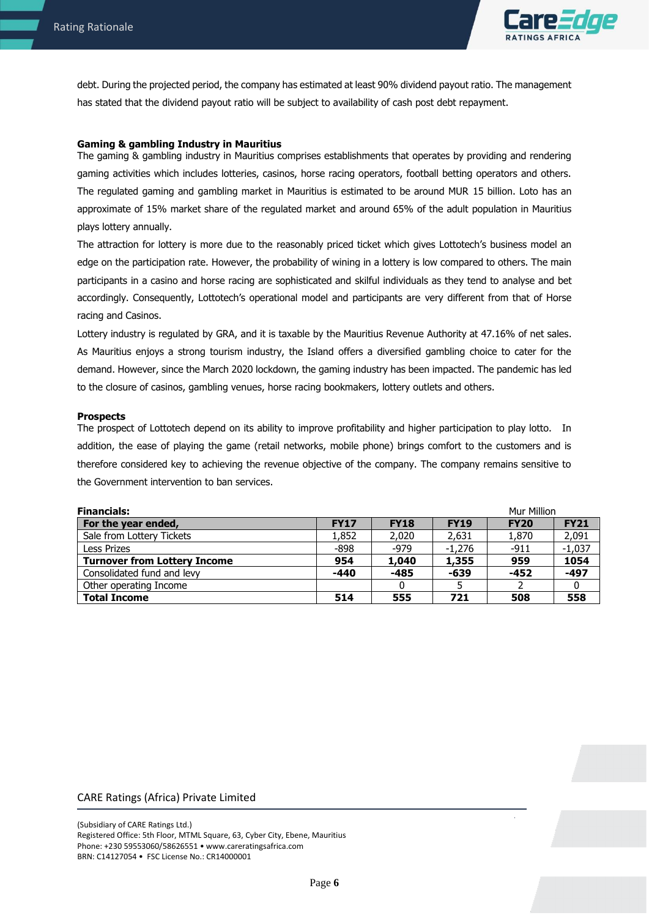debt. During the projected period, the company has estimated at least 90% dividend payout ratio. The management has stated that the dividend payout ratio will be subject to availability of cash post debt repayment.

**Gaming & gambling Industry in Mauritius**

The gaming & gambling industry in Mauritius comprises establishments that operates by providing and rendering gaming activities which includes lotteries, casinos, horse racing operators, football betting operators and others. The regulated gaming and gambling market in Mauritius is estimated to be around MUR 15 billion. Loto has an approximate of 15% market share of the regulated market and around 65% of the adult population in Mauritius plays lottery annually.

The attraction for lottery is more due to the reasonably priced ticket which gives Lottotech's business model an edge on the participation rate. However, the probability of wining in a lottery is low compared to others. The main participants in a casino and horse racing are sophisticated and skilful individuals as they tend to analyse and bet accordingly. Consequently, Lottotech's operational model and participants are very different from that of Horse racing and Casinos.

Lottery industry is regulated by GRA, and it is taxable by the Mauritius Revenue Authority at 47.16% of net sales. As Mauritius enjoys a strong tourism industry, the Island offers a diversified gambling choice to cater for the demand. However, since the March 2020 lockdown, the gaming industry has been impacted. The pandemic has led to the closure of casinos, gambling venues, horse racing bookmakers, lottery outlets and others.

**Prospects**

The prospect of Lottotech depend on its ability to improve profitability and higher participation to play lotto. In addition, the ease of playing the game (retail networks, mobile phone) brings comfort to the customers and is therefore considered key to achieving the revenue objective of the company. The company remains sensitive to the Government intervention to ban services.

**Financials:** Mur Million

| For the year ended, | FY17 | FY18 | FY19 | FY20 | FY21 |
|---|---|---|---|---|---|
| Sale from Lottery Tickets | 1,852 | 2,020 | 2,631 | 1,870 | 2,091 |
| Less Prizes | -898 | -979 | -1,276 | -911 | -1,037 |
| **Turnover from Lottery Income** | **954** | **1,040** | **1,355** | **959** | **1054** |
| Consolidated fund and levy | **-440** | **-485** | **-639** | **-452** | **-497** |
| Other operating Income | | 0 | 5 | 2 | 0 |
| **Total Income** | **514** | **555** | **721** | **508** | **558** |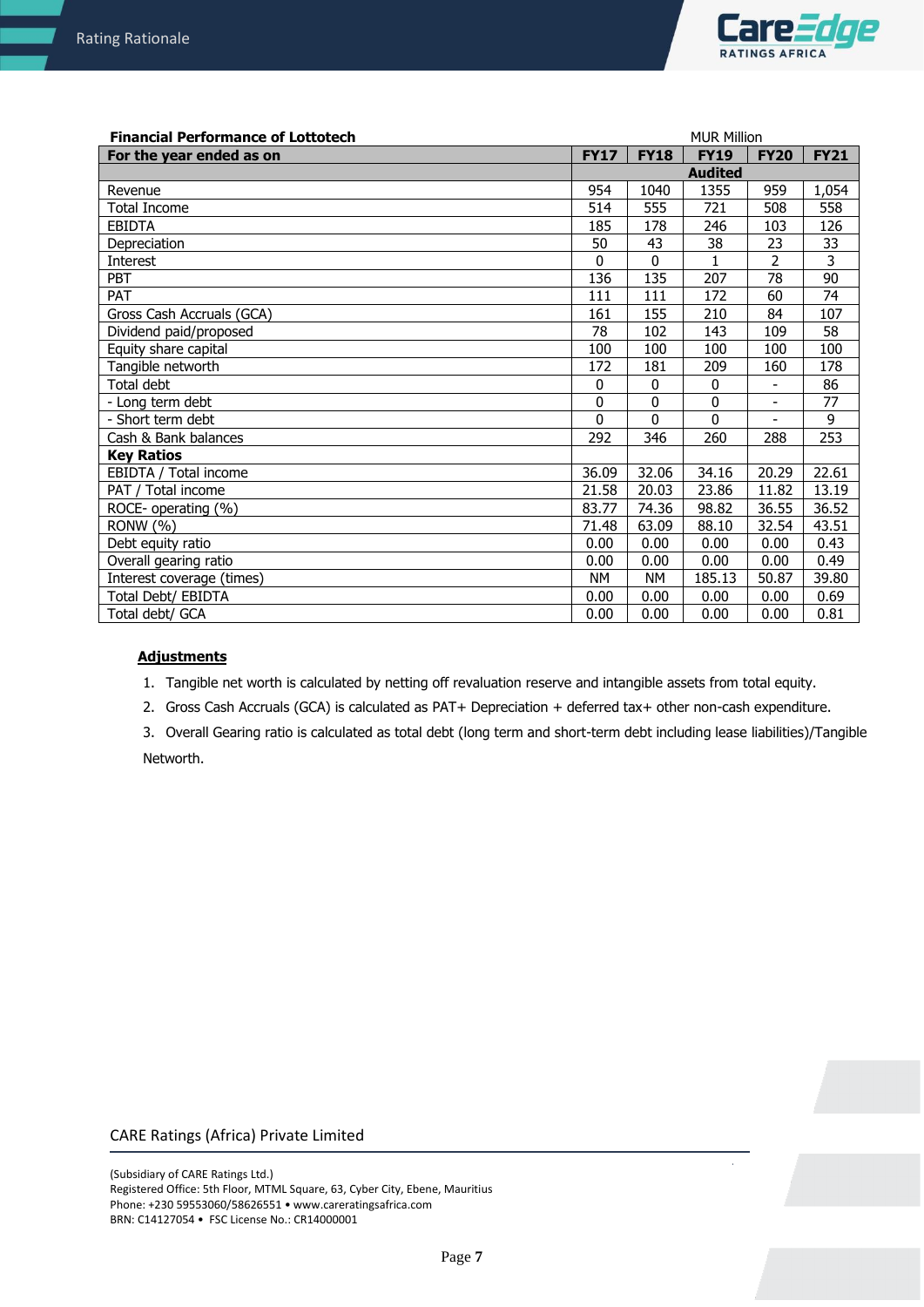**Financial Performance of Lottotech**

MUR Million

| For the year ended as on | FY17 | FY18 | FY19 | FY20 | FY21 |
|---|---|---|---|---|---|
| | | | Audited | | |
| Revenue | 954 | 1040 | 1355 | 959 | 1,054 |
| Total Income | 514 | 555 | 721 | 508 | 558 |
| EBIDTA | 185 | 178 | 246 | 103 | 126 |
| Depreciation | 50 | 43 | 38 | 23 | 33 |
| Interest | 0 | 0 | 1 | 2 | 3 |
| PBT | 136 | 135 | 207 | 78 | 90 |
| PAT | 111 | 111 | 172 | 60 | 74 |
| Gross Cash Accruals (GCA) | 161 | 155 | 210 | 84 | 107 |
| Dividend paid/proposed | 78 | 102 | 143 | 109 | 58 |
| Equity share capital | 100 | 100 | 100 | 100 | 100 |
| Tangible networth | 172 | 181 | 209 | 160 | 178 |
| Total debt | 0 | 0 | 0 | - | 86 |
| - Long term debt | 0 | 0 | 0 | - | 77 |
| - Short term debt | 0 | 0 | 0 | - | 9 |
| Cash & Bank balances | 292 | 346 | 260 | 288 | 253 |
| **Key Ratios** | | | | | |
| EBIDTA / Total income | 36.09 | 32.06 | 34.16 | 20.29 | 22.61 |
| PAT / Total income | 21.58 | 20.03 | 23.86 | 11.82 | 13.19 |
| ROCE- operating (%) | 83.77 | 74.36 | 98.82 | 36.55 | 36.52 |
| RONW (%) | 71.48 | 63.09 | 88.10 | 32.54 | 43.51 |
| Debt equity ratio | 0.00 | 0.00 | 0.00 | 0.00 | 0.43 |
| Overall gearing ratio | 0.00 | 0.00 | 0.00 | 0.00 | 0.49 |
| Interest coverage (times) | NM | NM | 185.13 | 50.87 | 39.80 |
| Total Debt/ EBIDTA | 0.00 | 0.00 | 0.00 | 0.00 | 0.69 |
| Total debt/ GCA | 0.00 | 0.00 | 0.00 | 0.00 | 0.81 |

**Adjustments**

1. Tangible net worth is calculated by netting off revaluation reserve and intangible assets from total equity.
2. Gross Cash Accruals (GCA) is calculated as PAT+ Depreciation + deferred tax+ other non-cash expenditure.
3. Overall Gearing ratio is calculated as total debt (long term and short-term debt including lease liabilities)/Tangible Networth.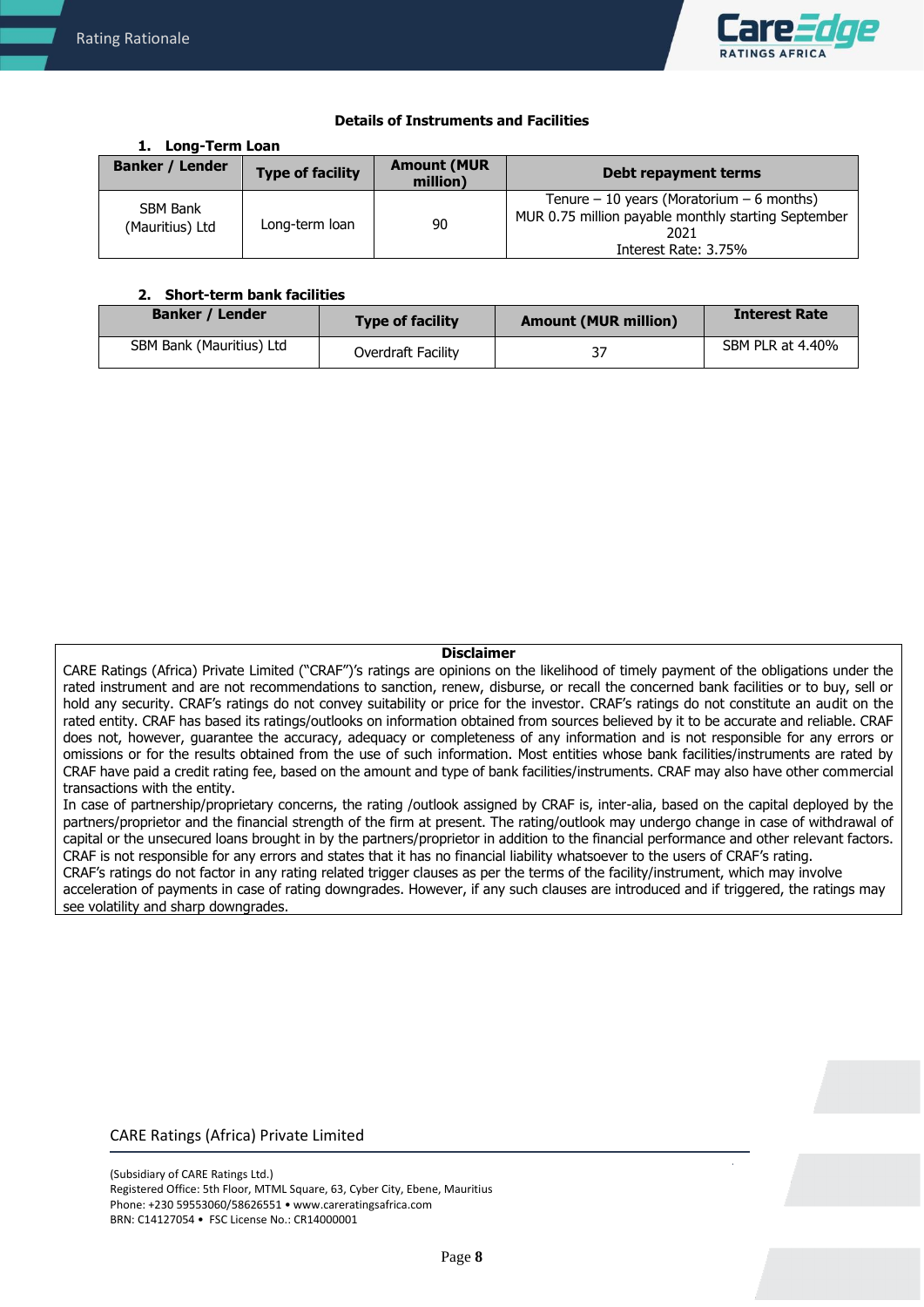**Details of Instruments and Facilities**

**1. Long-Term Loan**

| Banker / Lender | Type of facility | Amount (MUR million) | Debt repayment terms |
|---|---|---|---|
| SBM Bank (Mauritius) Ltd | Long-term loan | 90 | Tenure – 10 years (Moratorium – 6 months)<br>MUR 0.75 million payable monthly starting September 2021<br>Interest Rate: 3.75% |

**2. Short-term bank facilities**

| Banker / Lender | Type of facility | Amount (MUR million) | Interest Rate |
|---|---|---|---|
| SBM Bank (Mauritius) Ltd | Overdraft Facility | 37 | SBM PLR at 4.40% |

**Disclaimer**

CARE Ratings (Africa) Private Limited ("CRAF")'s ratings are opinions on the likelihood of timely payment of the obligations under the rated instrument and are not recommendations to sanction, renew, disburse, or recall the concerned bank facilities or to buy, sell or hold any security. CRAF's ratings do not convey suitability or price for the investor. CRAF's ratings do not constitute an audit on the rated entity. CRAF has based its ratings/outlooks on information obtained from sources believed by it to be accurate and reliable. CRAF does not, however, guarantee the accuracy, adequacy or completeness of any information and is not responsible for any errors or omissions or for the results obtained from the use of such information. Most entities whose bank facilities/instruments are rated by CRAF have paid a credit rating fee, based on the amount and type of bank facilities/instruments. CRAF may also have other commercial transactions with the entity.

In case of partnership/proprietary concerns, the rating /outlook assigned by CRAF is, inter-alia, based on the capital deployed by the partners/proprietor and the financial strength of the firm at present. The rating/outlook may undergo change in case of withdrawal of capital or the unsecured loans brought in by the partners/proprietor in addition to the financial performance and other relevant factors. CRAF is not responsible for any errors and states that it has no financial liability whatsoever to the users of CRAF's rating.

CRAF's ratings do not factor in any rating related trigger clauses as per the terms of the facility/instrument, which may involve acceleration of payments in case of rating downgrades. However, if any such clauses are introduced and if triggered, the ratings may see volatility and sharp downgrades.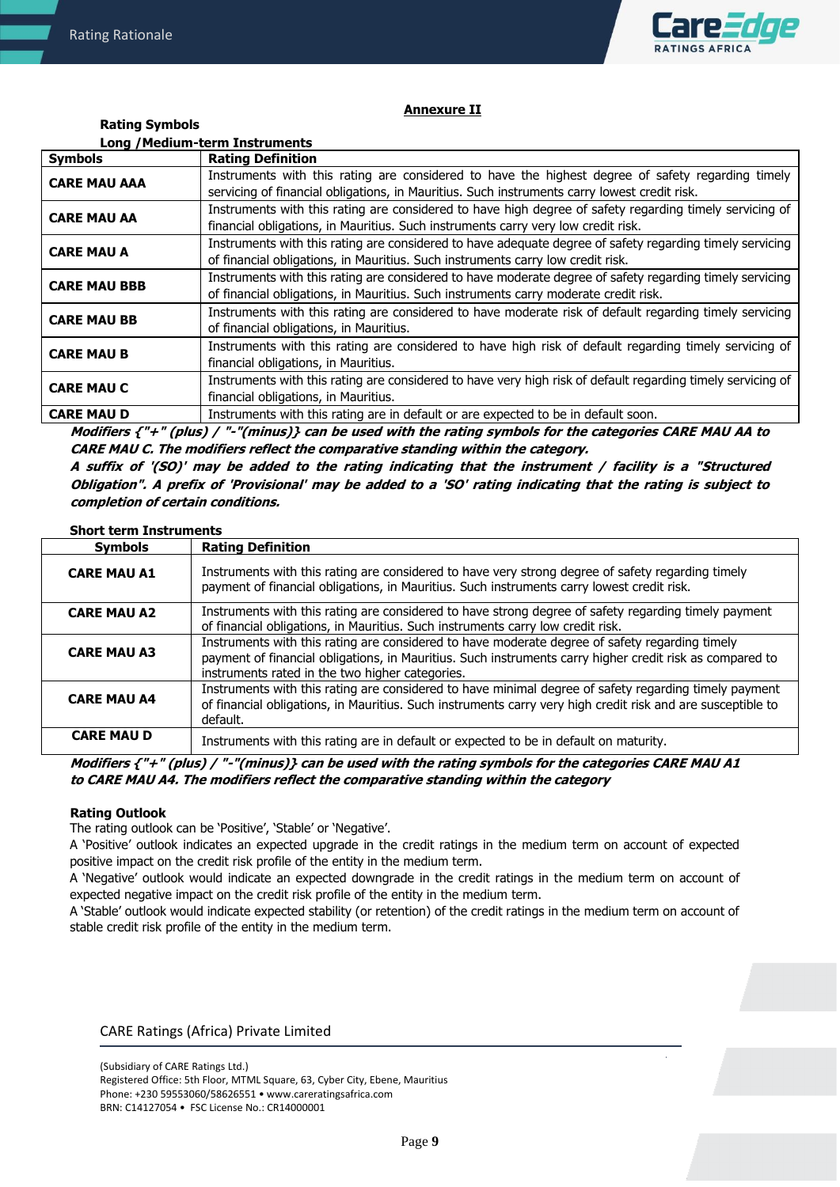**Annexure II**

**Rating Symbols**

**Long /Medium-term Instruments**

| Symbols | Rating Definition |
|---|---|
| **CARE MAU AAA** | Instruments with this rating are considered to have the highest degree of safety regarding timely servicing of financial obligations, in Mauritius. Such instruments carry lowest credit risk. |
| **CARE MAU AA** | Instruments with this rating are considered to have high degree of safety regarding timely servicing of financial obligations, in Mauritius. Such instruments carry very low credit risk. |
| **CARE MAU A** | Instruments with this rating are considered to have adequate degree of safety regarding timely servicing of financial obligations, in Mauritius. Such instruments carry low credit risk. |
| **CARE MAU BBB** | Instruments with this rating are considered to have moderate degree of safety regarding timely servicing of financial obligations, in Mauritius. Such instruments carry moderate credit risk. |
| **CARE MAU BB** | Instruments with this rating are considered to have moderate risk of default regarding timely servicing of financial obligations, in Mauritius. |
| **CARE MAU B** | Instruments with this rating are considered to have high risk of default regarding timely servicing of financial obligations, in Mauritius. |
| **CARE MAU C** | Instruments with this rating are considered to have very high risk of default regarding timely servicing of financial obligations, in Mauritius. |
| **CARE MAU D** | Instruments with this rating are in default or are expected to be in default soon. |

***Modifiers {"+" (plus) / "-"(minus)} can be used with the rating symbols for the categories CARE MAU AA to CARE MAU C. The modifiers reflect the comparative standing within the category.***

***A suffix of '(SO)' may be added to the rating indicating that the instrument / facility is a "Structured Obligation". A prefix of 'Provisional' may be added to a 'SO' rating indicating that the rating is subject to completion of certain conditions.***

**Short term Instruments**

| Symbols | Rating Definition |
|---|---|
| **CARE MAU A1** | Instruments with this rating are considered to have very strong degree of safety regarding timely payment of financial obligations, in Mauritius. Such instruments carry lowest credit risk. |
| **CARE MAU A2** | Instruments with this rating are considered to have strong degree of safety regarding timely payment of financial obligations, in Mauritius. Such instruments carry low credit risk. |
| **CARE MAU A3** | Instruments with this rating are considered to have moderate degree of safety regarding timely payment of financial obligations, in Mauritius. Such instruments carry higher credit risk as compared to instruments rated in the two higher categories. |
| **CARE MAU A4** | Instruments with this rating are considered to have minimal degree of safety regarding timely payment of financial obligations, in Mauritius. Such instruments carry very high credit risk and are susceptible to default. |
| **CARE MAU D** | Instruments with this rating are in default or expected to be in default on maturity. |

***Modifiers {"+" (plus) / "-"(minus)} can be used with the rating symbols for the categories CARE MAU A1 to CARE MAU A4. The modifiers reflect the comparative standing within the category***

**Rating Outlook**

The rating outlook can be 'Positive', 'Stable' or 'Negative'.

A 'Positive' outlook indicates an expected upgrade in the credit ratings in the medium term on account of expected positive impact on the credit risk profile of the entity in the medium term.

A 'Negative' outlook would indicate an expected downgrade in the credit ratings in the medium term on account of expected negative impact on the credit risk profile of the entity in the medium term.

A 'Stable' outlook would indicate expected stability (or retention) of the credit ratings in the medium term on account of stable credit risk profile of the entity in the medium term.